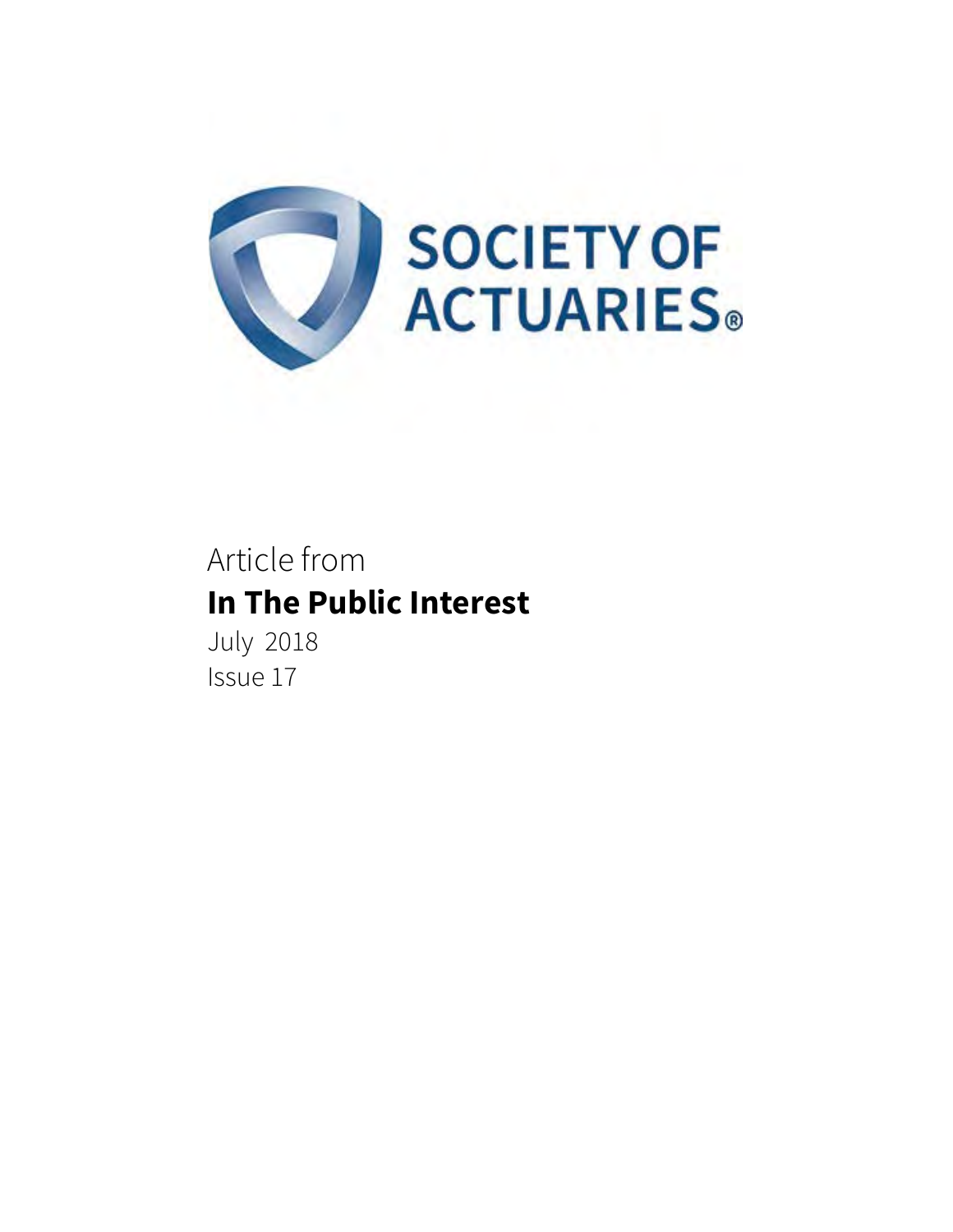SOCIETY OF ACTUARIES®

Article from

**In The Public Interest**

July 2018

Issue 17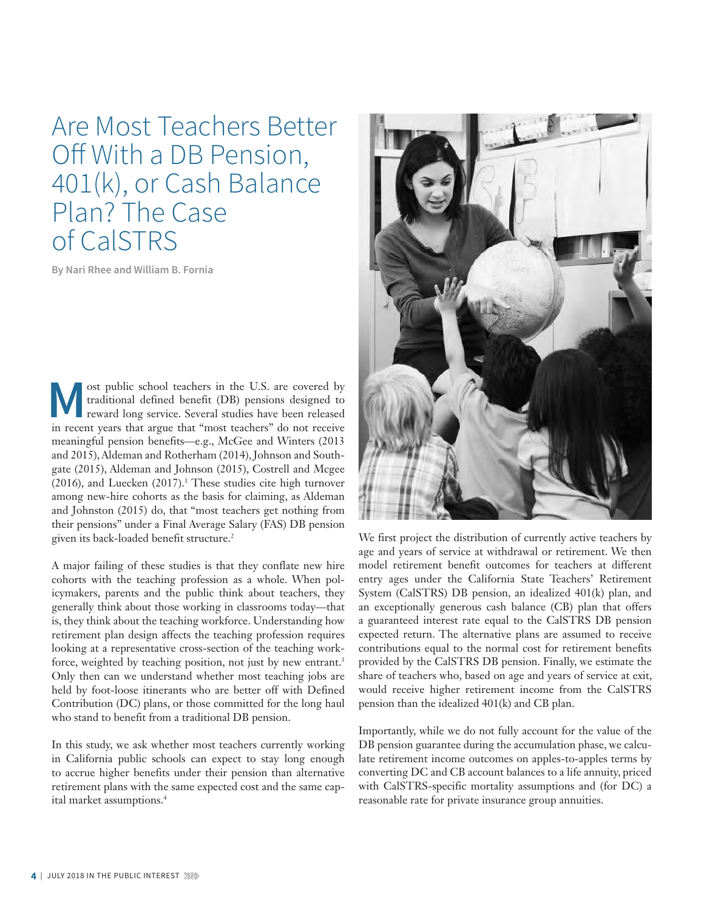# Are Most Teachers Better Off With a DB Pension, 401(k), or Cash Balance Plan? The Case of CalSTRS

**By Nari Rhee and William B. Fornia**

Most public school teachers in the U.S. are covered by traditional defined benefit (DB) pensions designed to reward long service. Several studies have been released in recent years that argue that "most teachers" do not receive meaningful pension benefits—e.g., McGee and Winters (2013 and 2015), Aldeman and Rotherham (2014), Johnson and Southgate (2015), Aldeman and Johnson (2015), Costrell and Mcgee (2016), and Luecken (2017).[1] These studies cite high turnover among new-hire cohorts as the basis for claiming, as Aldeman and Johnston (2015) do, that "most teachers get nothing from their pensions" under a Final Average Salary (FAS) DB pension given its back-loaded benefit structure.[2]

A major failing of these studies is that they conflate new hire cohorts with the teaching profession as a whole. When policymakers, parents and the public think about teachers, they generally think about those working in classrooms today—that is, they think about the teaching workforce. Understanding how retirement plan design affects the teaching profession requires looking at a representative cross-section of the teaching workforce, weighted by teaching position, not just by new entrant.[3] Only then can we understand whether most teaching jobs are held by foot-loose itinerants who are better off with Defined Contribution (DC) plans, or those committed for the long haul who stand to benefit from a traditional DB pension.

In this study, we ask whether most teachers currently working in California public schools can expect to stay long enough to accrue higher benefits under their pension than alternative retirement plans with the same expected cost and the same capital market assumptions.[4]

We first project the distribution of currently active teachers by age and years of service at withdrawal or retirement. We then model retirement benefit outcomes for teachers at different entry ages under the California State Teachers' Retirement System (CalSTRS) DB pension, an idealized 401(k) plan, and an exceptionally generous cash balance (CB) plan that offers a guaranteed interest rate equal to the CalSTRS DB pension expected return. The alternative plans are assumed to receive contributions equal to the normal cost for retirement benefits provided by the CalSTRS DB pension. Finally, we estimate the share of teachers who, based on age and years of service at exit, would receive higher retirement income from the CalSTRS pension than the idealized 401(k) and CB plan.

Importantly, while we do not fully account for the value of the DB pension guarantee during the accumulation phase, we calculate retirement income outcomes on apples-to-apples terms by converting DC and CB account balances to a life annuity, priced with CalSTRS-specific mortality assumptions and (for DC) a reasonable rate for private insurance group annuities.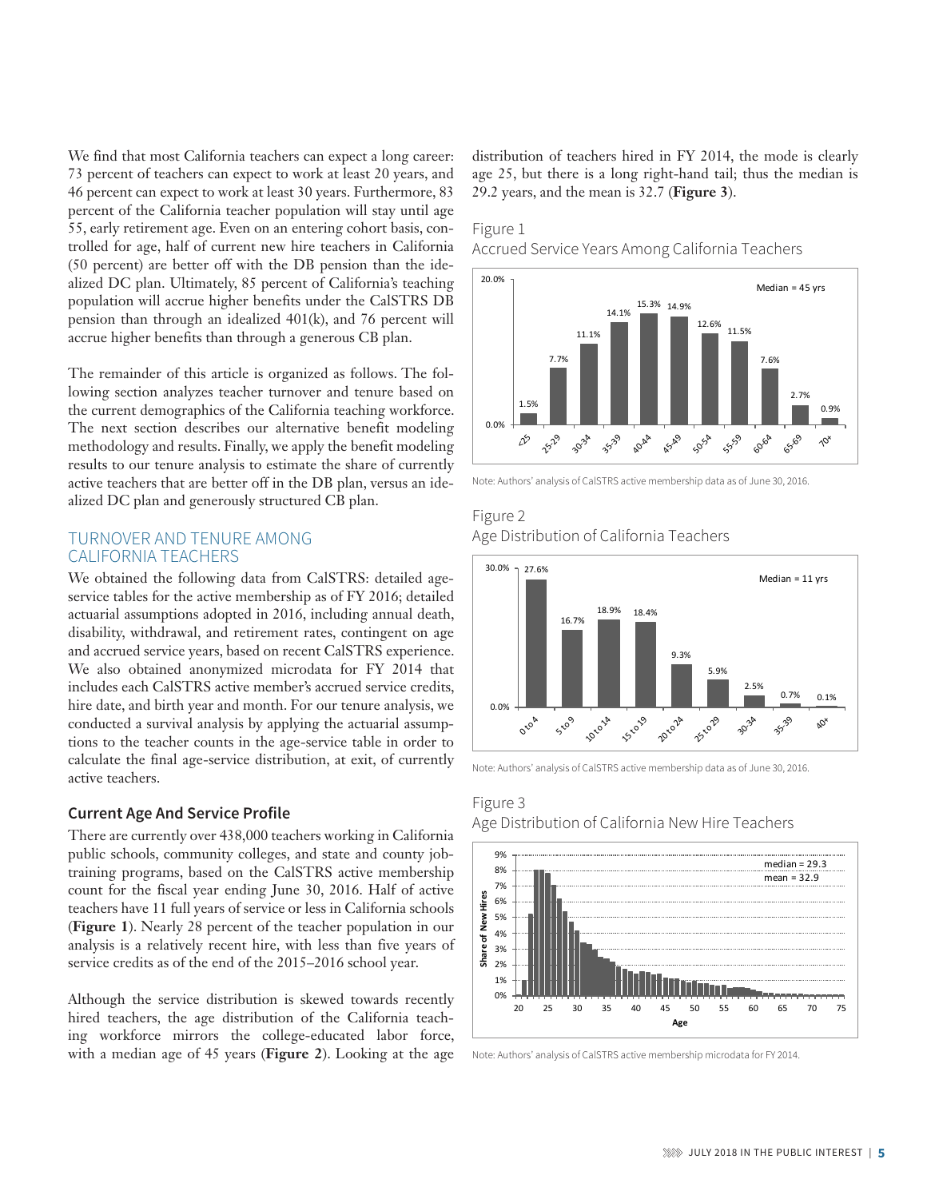We find that most California teachers can expect a long career: 73 percent of teachers can expect to work at least 20 years, and 46 percent can expect to work at least 30 years. Furthermore, 83 percent of the California teacher population will stay until age 55, early retirement age. Even on an entering cohort basis, controlled for age, half of current new hire teachers in California (50 percent) are better off with the DB pension than the idealized DC plan. Ultimately, 85 percent of California's teaching population will accrue higher benefits under the CalSTRS DB pension than through an idealized 401(k), and 76 percent will accrue higher benefits than through a generous CB plan.

The remainder of this article is organized as follows. The following section analyzes teacher turnover and tenure based on the current demographics of the California teaching workforce. The next section describes our alternative benefit modeling methodology and results. Finally, we apply the benefit modeling results to our tenure analysis to estimate the share of currently active teachers that are better off in the DB plan, versus an idealized DC plan and generously structured CB plan.

## TURNOVER AND TENURE AMONG CALIFORNIA TEACHERS

We obtained the following data from CalSTRS: detailed age-service tables for the active membership as of FY 2016; detailed actuarial assumptions adopted in 2016, including annual death, disability, withdrawal, and retirement rates, contingent on age and accrued service years, based on recent CalSTRS experience. We also obtained anonymized microdata for FY 2014 that includes each CalSTRS active member's accrued service credits, hire date, and birth year and month. For our tenure analysis, we conducted a survival analysis by applying the actuarial assumptions to the teacher counts in the age-service table in order to calculate the final age-service distribution, at exit, of currently active teachers.

### Current Age And Service Profile

There are currently over 438,000 teachers working in California public schools, community colleges, and state and county job-training programs, based on the CalSTRS active membership count for the fiscal year ending June 30, 2016. Half of active teachers have 11 full years of service or less in California schools (**Figure 1**). Nearly 28 percent of the teacher population in our analysis is a relatively recent hire, with less than five years of service credits as of the end of the 2015–2016 school year.

Although the service distribution is skewed towards recently hired teachers, the age distribution of the California teaching workforce mirrors the college-educated labor force, with a median age of 45 years (**Figure 2**). Looking at the age distribution of teachers hired in FY 2014, the mode is clearly age 25, but there is a long right-hand tail; thus the median is 29.2 years, and the mean is 32.7 (**Figure 3**).

Figure 1
Accrued Service Years Among California Teachers

| Age | <25 | 25-29 | 30-34 | 35-39 | 40-44 | 45-49 | 50-54 | 55-59 | 60-64 | 65-69 | 70+ |
|---|---|---|---|---|---|---|---|---|---|---|---|
| Share | 1.5% | 7.7% | 11.1% | 14.1% | 15.3% | 14.9% | 12.6% | 11.5% | 7.6% | 2.7% | 0.9% |

Median = 45 yrs

Note: Authors' analysis of CalSTRS active membership data as of June 30, 2016.

Figure 2
Age Distribution of California Teachers

| Service | 0 to 4 | 5 to 9 | 10 to 14 | 15 to 19 | 20 to 24 | 25 to 29 | 30-34 | 35-39 | 40+ |
|---|---|---|---|---|---|---|---|---|---|
| Share | 27.6% | 16.7% | 18.9% | 18.4% | 9.3% | 5.9% | 2.5% | 0.7% | 0.1% |

Median = 11 yrs

Note: Authors' analysis of CalSTRS active membership data as of June 30, 2016.

Figure 3
Age Distribution of California New Hire Teachers

median = 29.3
mean = 32.9

Note: Authors' analysis of CalSTRS active membership microdata for FY 2014.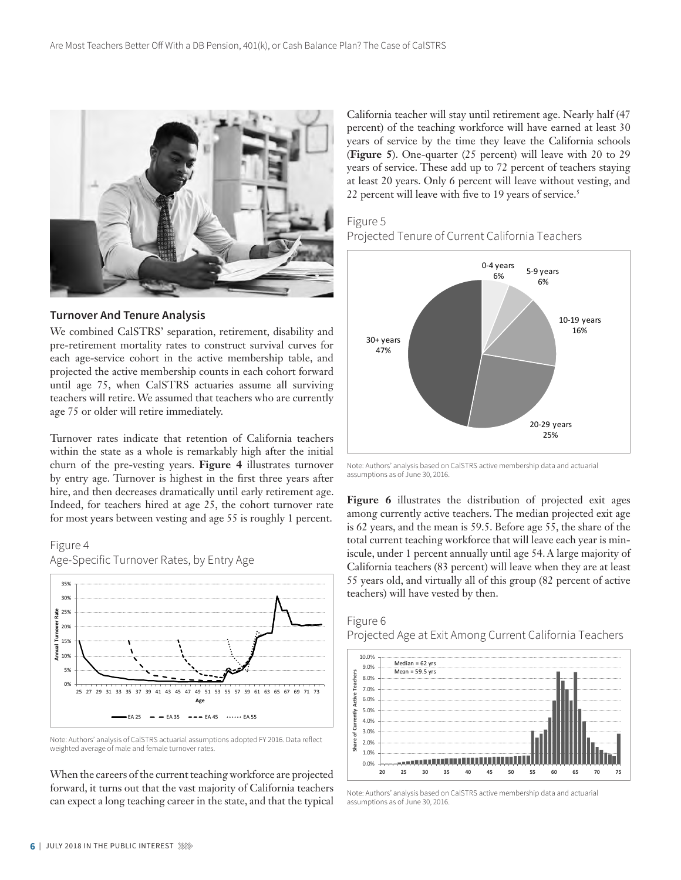## Turnover And Tenure Analysis

We combined CalSTRS' separation, retirement, disability and pre-retirement mortality rates to construct survival curves for each age-service cohort in the active membership table, and projected the active membership counts in each cohort forward until age 75, when CalSTRS actuaries assume all surviving teachers will retire. We assumed that teachers who are currently age 75 or older will retire immediately.

Turnover rates indicate that retention of California teachers within the state as a whole is remarkably high after the initial churn of the pre-vesting years. **Figure 4** illustrates turnover by entry age. Turnover is highest in the first three years after hire, and then decreases dramatically until early retirement age. Indeed, for teachers hired at age 25, the cohort turnover rate for most years between vesting and age 55 is roughly 1 percent.

Figure 4
Age-Specific Turnover Rates, by Entry Age

Note: Authors' analysis of CalSTRS actuarial assumptions adopted FY 2016. Data reflect weighted average of male and female turnover rates.

When the careers of the current teaching workforce are projected forward, it turns out that the vast majority of California teachers can expect a long teaching career in the state, and that the typical California teacher will stay until retirement age. Nearly half (47 percent) of the teaching workforce will have earned at least 30 years of service by the time they leave the California schools (**Figure 5**). One-quarter (25 percent) will leave with 20 to 29 years of service. These add up to 72 percent of teachers staying at least 20 years. Only 6 percent will leave without vesting, and 22 percent will leave with five to 19 years of service.[5]

Figure 5
Projected Tenure of Current California Teachers

Note: Authors' analysis based on CalSTRS active membership data and actuarial assumptions as of June 30, 2016.

**Figure 6** illustrates the distribution of projected exit ages among currently active teachers. The median projected exit age is 62 years, and the mean is 59.5. Before age 55, the share of the total current teaching workforce that will leave each year is miniscule, under 1 percent annually until age 54. A large majority of California teachers (83 percent) will leave when they are at least 55 years old, and virtually all of this group (82 percent of active teachers) will have vested by then.

Figure 6
Projected Age at Exit Among Current California Teachers

Note: Authors' analysis based on CalSTRS active membership data and actuarial assumptions as of June 30, 2016.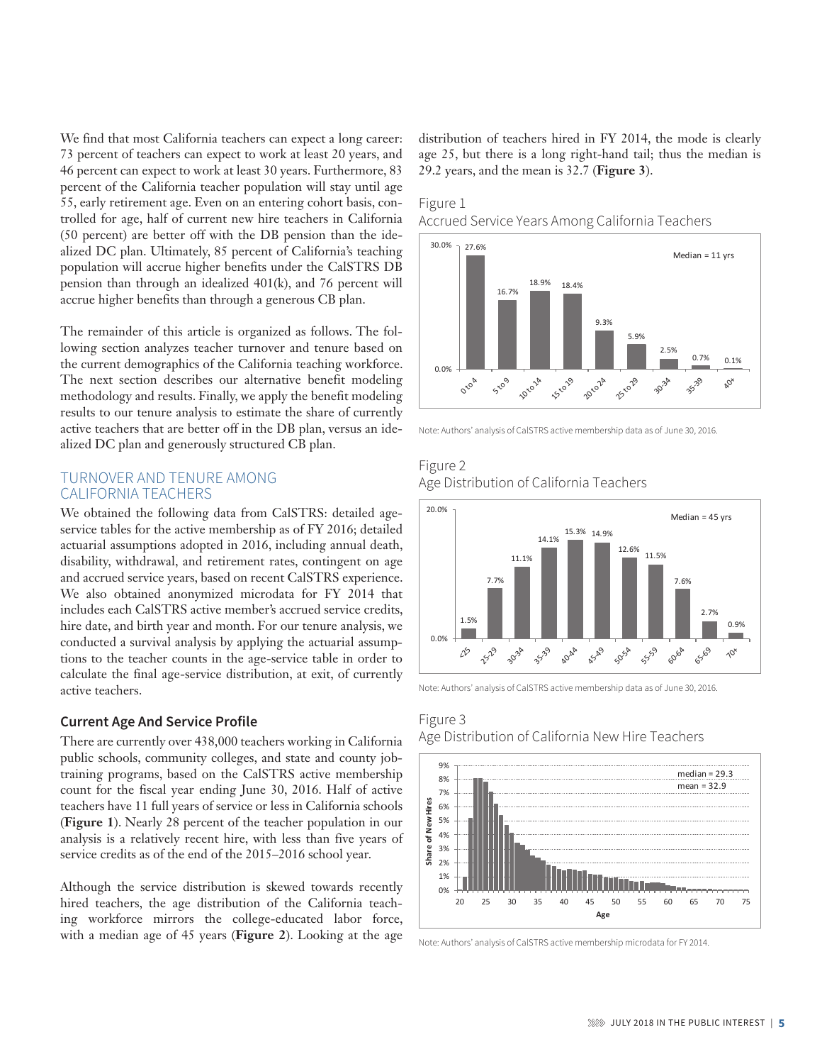We find that most California teachers can expect a long career: 73 percent of teachers can expect to work at least 20 years, and 46 percent can expect to work at least 30 years. Furthermore, 83 percent of the California teacher population will stay until age 55, early retirement age. Even on an entering cohort basis, controlled for age, half of current new hire teachers in California (50 percent) are better off with the DB pension than the idealized DC plan. Ultimately, 85 percent of California's teaching population will accrue higher benefits under the CalSTRS DB pension than through an idealized 401(k), and 76 percent will accrue higher benefits than through a generous CB plan.

The remainder of this article is organized as follows. The following section analyzes teacher turnover and tenure based on the current demographics of the California teaching workforce. The next section describes our alternative benefit modeling methodology and results. Finally, we apply the benefit modeling results to our tenure analysis to estimate the share of currently active teachers that are better off in the DB plan, versus an idealized DC plan and generously structured CB plan.

## TURNOVER AND TENURE AMONG CALIFORNIA TEACHERS

We obtained the following data from CalSTRS: detailed age-service tables for the active membership as of FY 2016; detailed actuarial assumptions adopted in 2016, including annual death, disability, withdrawal, and retirement rates, contingent on age and accrued service years, based on recent CalSTRS experience. We also obtained anonymized microdata for FY 2014 that includes each CalSTRS active member's accrued service credits, hire date, and birth year and month. For our tenure analysis, we conducted a survival analysis by applying the actuarial assumptions to the teacher counts in the age-service table in order to calculate the final age-service distribution, at exit, of currently active teachers.

### Current Age And Service Profile

There are currently over 438,000 teachers working in California public schools, community colleges, and state and county job-training programs, based on the CalSTRS active membership count for the fiscal year ending June 30, 2016. Half of active teachers have 11 full years of service or less in California schools (**Figure 1**). Nearly 28 percent of the teacher population in our analysis is a relatively recent hire, with less than five years of service credits as of the end of the 2015–2016 school year.

Although the service distribution is skewed towards recently hired teachers, the age distribution of the California teaching workforce mirrors the college-educated labor force, with a median age of 45 years (**Figure 2**). Looking at the age distribution of teachers hired in FY 2014, the mode is clearly age 25, but there is a long right-hand tail; thus the median is 29.2 years, and the mean is 32.7 (**Figure 3**).

Figure 1
Accrued Service Years Among California Teachers

| Service years | 0 to 4 | 5 to 9 | 10 to 14 | 15 to 19 | 20 to 24 | 25 to 29 | 30-34 | 35-39 | 40+ |
|---|---|---|---|---|---|---|---|---|---|
| Share | 27.6% | 16.7% | 18.9% | 18.4% | 9.3% | 5.9% | 2.5% | 0.7% | 0.1% |

Median = 11 yrs

Note: Authors' analysis of CalSTRS active membership data as of June 30, 2016.

Figure 2
Age Distribution of California Teachers

| Age | <25 | 25-29 | 30-34 | 35-39 | 40-44 | 45-49 | 50-54 | 55-59 | 60-64 | 65-69 | 70+ |
|---|---|---|---|---|---|---|---|---|---|---|---|
| Share | 1.5% | 7.7% | 11.1% | 14.1% | 15.3% | 14.9% | 12.6% | 11.5% | 7.6% | 2.7% | 0.9% |

Median = 45 yrs

Note: Authors' analysis of CalSTRS active membership data as of June 30, 2016.

Figure 3
Age Distribution of California New Hire Teachers

median = 29.3
mean = 32.9

Note: Authors' analysis of CalSTRS active membership microdata for FY 2014.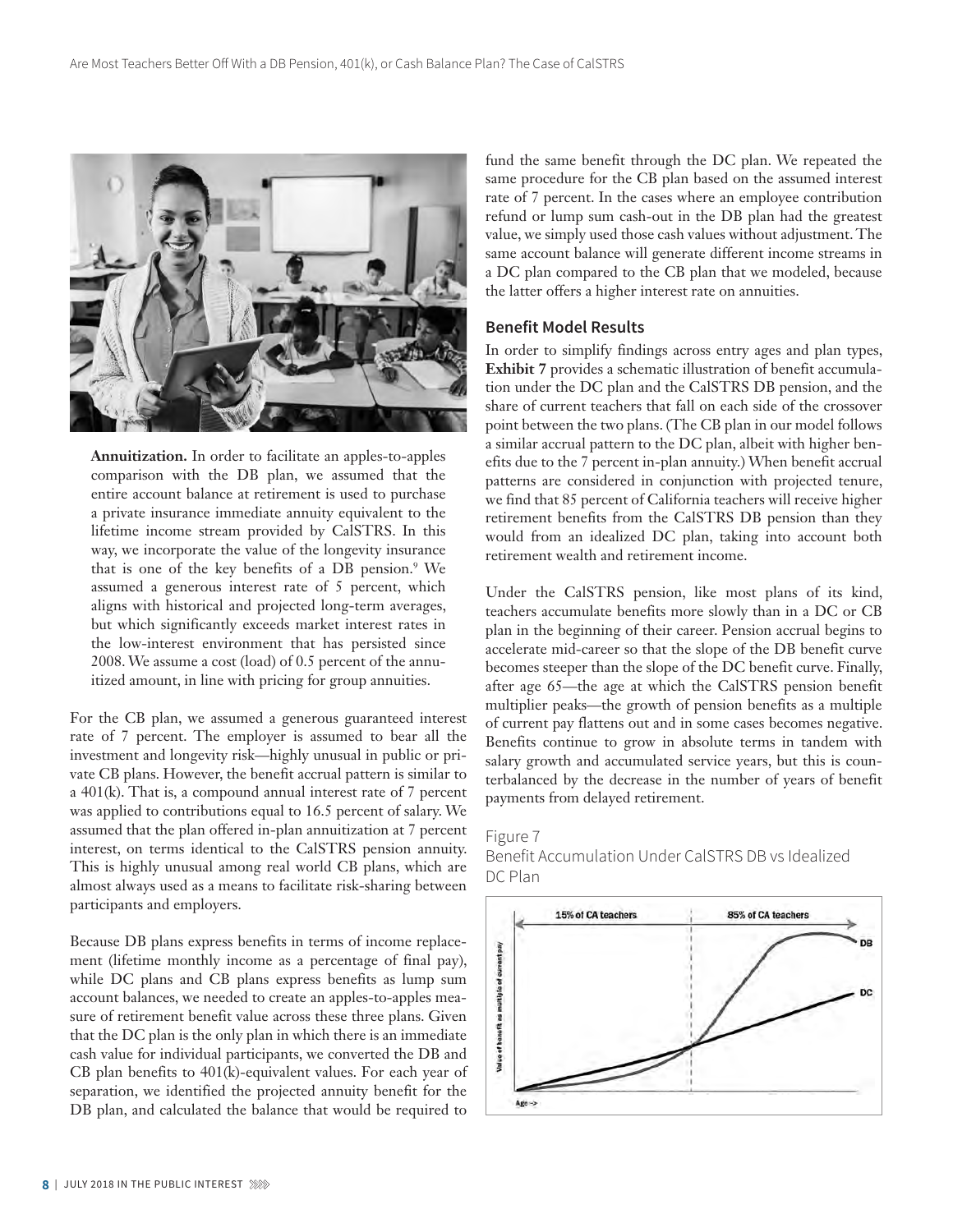**Annuitization.** In order to facilitate an apples-to-apples comparison with the DB plan, we assumed that the entire account balance at retirement is used to purchase a private insurance immediate annuity equivalent to the lifetime income stream provided by CalSTRS. In this way, we incorporate the value of the longevity insurance that is one of the key benefits of a DB pension.[9] We assumed a generous interest rate of 5 percent, which aligns with historical and projected long-term averages, but which significantly exceeds market interest rates in the low-interest environment that has persisted since 2008. We assume a cost (load) of 0.5 percent of the annuitized amount, in line with pricing for group annuities.

For the CB plan, we assumed a generous guaranteed interest rate of 7 percent. The employer is assumed to bear all the investment and longevity risk—highly unusual in public or private CB plans. However, the benefit accrual pattern is similar to a 401(k). That is, a compound annual interest rate of 7 percent was applied to contributions equal to 16.5 percent of salary. We assumed that the plan offered in-plan annuitization at 7 percent interest, on terms identical to the CalSTRS pension annuity. This is highly unusual among real world CB plans, which are almost always used as a means to facilitate risk-sharing between participants and employers.

Because DB plans express benefits in terms of income replacement (lifetime monthly income as a percentage of final pay), while DC plans and CB plans express benefits as lump sum account balances, we needed to create an apples-to-apples measure of retirement benefit value across these three plans. Given that the DC plan is the only plan in which there is an immediate cash value for individual participants, we converted the DB and CB plan benefits to 401(k)-equivalent values. For each year of separation, we identified the projected annuity benefit for the DB plan, and calculated the balance that would be required to fund the same benefit through the DC plan. We repeated the same procedure for the CB plan based on the assumed interest rate of 7 percent. In the cases where an employee contribution refund or lump sum cash-out in the DB plan had the greatest value, we simply used those cash values without adjustment. The same account balance will generate different income streams in a DC plan compared to the CB plan that we modeled, because the latter offers a higher interest rate on annuities.

### Benefit Model Results

In order to simplify findings across entry ages and plan types, **Exhibit 7** provides a schematic illustration of benefit accumulation under the DC plan and the CalSTRS DB pension, and the share of current teachers that fall on each side of the crossover point between the two plans. (The CB plan in our model follows a similar accrual pattern to the DC plan, albeit with higher benefits due to the 7 percent in-plan annuity.) When benefit accrual patterns are considered in conjunction with projected tenure, we find that 85 percent of California teachers will receive higher retirement benefits from the CalSTRS DB pension than they would from an idealized DC plan, taking into account both retirement wealth and retirement income.

Under the CalSTRS pension, like most plans of its kind, teachers accumulate benefits more slowly than in a DC or CB plan in the beginning of their career. Pension accrual begins to accelerate mid-career so that the slope of the DB benefit curve becomes steeper than the slope of the DC benefit curve. Finally, after age 65—the age at which the CalSTRS pension benefit multiplier peaks—the growth of pension benefits as a multiple of current pay flattens out and in some cases becomes negative. Benefits continue to grow in absolute terms in tandem with salary growth and accumulated service years, but this is counterbalanced by the decrease in the number of years of benefit payments from delayed retirement.

Figure 7
Benefit Accumulation Under CalSTRS DB vs Idealized DC Plan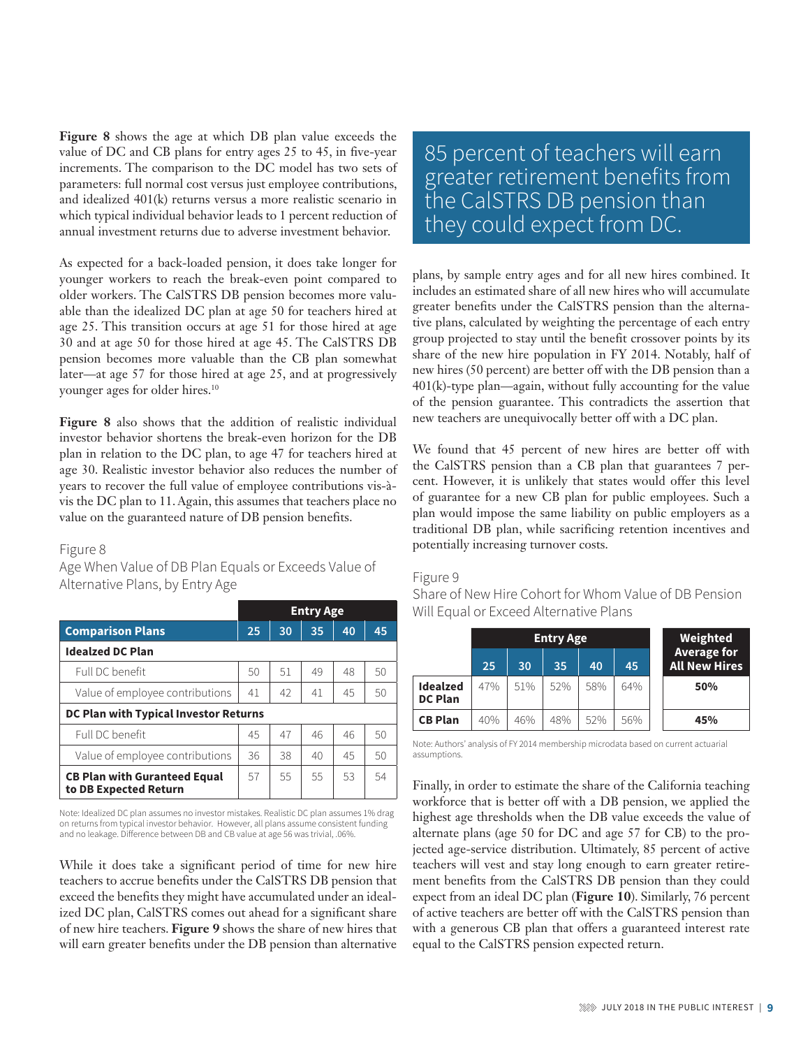**Figure 8** shows the age at which DB plan value exceeds the value of DC and CB plans for entry ages 25 to 45, in five-year increments. The comparison to the DC model has two sets of parameters: full normal cost versus just employee contributions, and idealized 401(k) returns versus a more realistic scenario in which typical individual behavior leads to 1 percent reduction of annual investment returns due to adverse investment behavior.

As expected for a back-loaded pension, it does take longer for younger workers to reach the break-even point compared to older workers. The CalSTRS DB pension becomes more valuable than the idealized DC plan at age 50 for teachers hired at age 25. This transition occurs at age 51 for those hired at age 30 and at age 50 for those hired at age 45. The CalSTRS DB pension becomes more valuable than the CB plan somewhat later—at age 57 for those hired at age 25, and at progressively younger ages for older hires.[10]

**Figure 8** also shows that the addition of realistic individual investor behavior shortens the break-even horizon for the DB plan in relation to the DC plan, to age 47 for teachers hired at age 30. Realistic investor behavior also reduces the number of years to recover the full value of employee contributions vis-à-vis the DC plan to 11. Again, this assumes that teachers place no value on the guaranteed nature of DB pension benefits.

Figure 8

Age When Value of DB Plan Equals or Exceeds Value of Alternative Plans, by Entry Age

| | Entry Age | | | | |
|---|---|---|---|---|---|
| **Comparison Plans** | **25** | **30** | **35** | **40** | **45** |
| **Idealzed DC Plan** | | | | | |
| Full DC benefit | 50 | 51 | 49 | 48 | 50 |
| Value of employee contributions | 41 | 42 | 41 | 45 | 50 |
| **DC Plan with Typical Investor Returns** | | | | | |
| Full DC benefit | 45 | 47 | 46 | 46 | 50 |
| Value of employee contributions | 36 | 38 | 40 | 45 | 50 |
| **CB Plan with Guranteed Equal to DB Expected Return** | 57 | 55 | 55 | 53 | 54 |

Note: Idealized DC plan assumes no investor mistakes. Realistic DC plan assumes 1% drag on returns from typical investor behavior. However, all plans assume consistent funding and no leakage. Difference between DB and CB value at age 56 was trivial, .06%.

While it does take a significant period of time for new hire teachers to accrue benefits under the CalSTRS DB pension that exceed the benefits they might have accumulated under an idealized DC plan, CalSTRS comes out ahead for a significant share of new hire teachers. **Figure 9** shows the share of new hires that will earn greater benefits under the DB pension than alternative plans, by sample entry ages and for all new hires combined. It includes an estimated share of all new hires who will accumulate greater benefits under the CalSTRS pension than the alternative plans, calculated by weighting the percentage of each entry group projected to stay until the benefit crossover points by its share of the new hire population in FY 2014. Notably, half of new hires (50 percent) are better off with the DB pension than a 401(k)-type plan—again, without fully accounting for the value of the pension guarantee. This contradicts the assertion that new teachers are unequivocally better off with a DC plan.

## 85 percent of teachers will earn greater retirement benefits from the CalSTRS DB pension than they could expect from DC.

We found that 45 percent of new hires are better off with the CalSTRS pension than a CB plan that guarantees 7 percent. However, it is unlikely that states would offer this level of guarantee for a new CB plan for public employees. Such a plan would impose the same liability on public employers as a traditional DB plan, while sacrificing retention incentives and potentially increasing turnover costs.

Figure 9

Share of New Hire Cohort for Whom Value of DB Pension Will Equal or Exceed Alternative Plans

| | Entry Age | | | | | Weighted Average for All New Hires |
|---|---|---|---|---|---|---|
| | **25** | **30** | **35** | **40** | **45** | |
| **Idealzed DC Plan** | 47% | 51% | 52% | 58% | 64% | **50%** |
| **CB Plan** | 40% | 46% | 48% | 52% | 56% | **45%** |

Note: Authors' analysis of FY 2014 membership microdata based on current actuarial assumptions.

Finally, in order to estimate the share of the California teaching workforce that is better off with a DB pension, we applied the highest age thresholds when the DB value exceeds the value of alternate plans (age 50 for DC and age 57 for CB) to the projected age-service distribution. Ultimately, 85 percent of active teachers will vest and stay long enough to earn greater retirement benefits from the CalSTRS DB pension than they could expect from an ideal DC plan (**Figure 10**). Similarly, 76 percent of active teachers are better off with the CalSTRS pension than with a generous CB plan that offers a guaranteed interest rate equal to the CalSTRS pension expected return.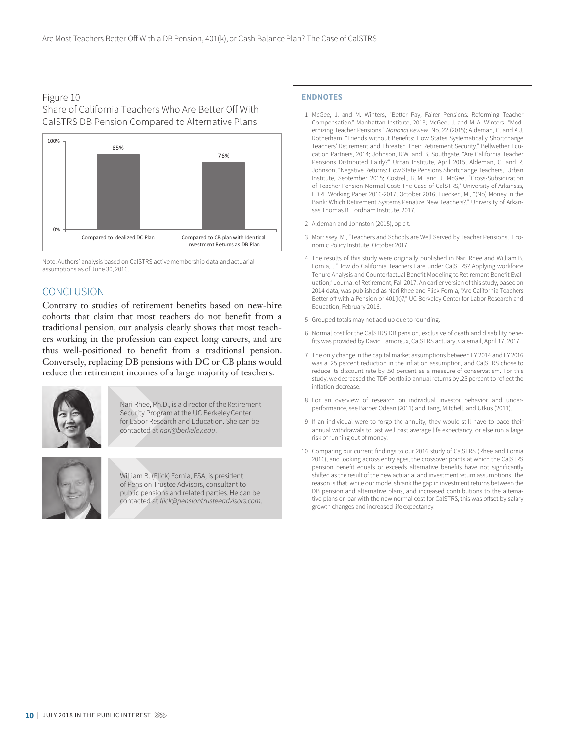Figure 10
Share of California Teachers Who Are Better Off With CalSTRS DB Pension Compared to Alternative Plans

100%
85%
76%
0%
Compared to Idealized DC Plan
Compared to CB plan with Identical Investment Returns as DB Plan

Note: Authors' analysis based on CalSTRS active membership data and actuarial assumptions as of June 30, 2016.

## CONCLUSION

Contrary to studies of retirement benefits based on new-hire cohorts that claim that most teachers do not benefit from a traditional pension, our analysis clearly shows that most teachers working in the profession can expect long careers, and are thus well-positioned to benefit from a traditional pension. Conversely, replacing DB pensions with DC or CB plans would reduce the retirement incomes of a large majority of teachers.

Nari Rhee, Ph.D., is a director of the Retirement Security Program at the UC Berkeley Center for Labor Research and Education. She can be contacted at *nari@berkeley.edu*.

William B. (Flick) Fornia, FSA, is president of Pension Trustee Advisors, consultant to public pensions and related parties. He can be contacted at *flick@pensiontrusteeadvisors.com*.

## ENDNOTES

1 McGee, J. and M. Winters, "Better Pay, Fairer Pensions: Reforming Teacher Compensation." Manhattan Institute, 2013; McGee, J. and M. A. Winters. "Modernizing Teacher Pensions." *National Review*, No. 22 (2015); Aldeman, C. and A.J. Rotherham. "Friends without Benefits: How States Systematically Shortchange Teachers' Retirement and Threaten Their Retirement Security." Bellwether Education Partners, 2014; Johnson, R.W. and B. Southgate, "Are California Teacher Pensions Distributed Fairly?" Urban Institute, April 2015; Aldeman, C. and R. Johnson, "Negative Returns: How State Pensions Shortchange Teachers," Urban Institute, September 2015; Costrell, R. M. and J. McGee, "Cross-Subsidization of Teacher Pension Normal Cost: The Case of CalSTRS," University of Arkansas, EDRE Working Paper 2016-2017, October 2016; Luecken, M., "(No) Money in the Bank: Which Retirement Systems Penalize New Teachers?." University of Arkansas Thomas B. Fordham Institute, 2017.

2 Aldeman and Johnston (2015), op cit.

3 Morrissey, M., "Teachers and Schools are Well Served by Teacher Pensions," Economic Policy Institute, October 2017.

4 The results of this study were originally published in Nari Rhee and William B. Fornia, , "How do California Teachers Fare under CalSTRS? Applying workforce Tenure Analysis and Counterfactual Benefit Modeling to Retirement Benefit Evaluation," Journal of Retirement, Fall 2017. An earlier version of this study, based on 2014 data, was published as Nari Rhee and Flick Fornia, "Are California Teachers Better off with a Pension or 401(k)?," UC Berkeley Center for Labor Research and Education, February 2016.

5 Grouped totals may not add up due to rounding.

6 Normal cost for the CalSTRS DB pension, exclusive of death and disability benefits was provided by David Lamoreux, CalSTRS actuary, via email, April 17, 2017.

7 The only change in the capital market assumptions between FY 2014 and FY 2016 was a .25 percent reduction in the inflation assumption, and CalSTRS chose to reduce its discount rate by .50 percent as a measure of conservatism. For this study, we decreased the TDF portfolio annual returns by .25 percent to reflect the inflation decrease.

8 For an overview of research on individual investor behavior and underperformance, see Barber Odean (2011) and Tang, Mitchell, and Utkus (2011).

9 If an individual were to forgo the annuity, they would still have to pace their annual withdrawals to last well past average life expectancy, or else run a large risk of running out of money.

10 Comparing our current findings to our 2016 study of CalSTRS (Rhee and Fornia 2016), and looking across entry ages, the crossover points at which the CalSTRS pension benefit equals or exceeds alternative benefits have not significantly shifted as the result of the new actuarial and investment return assumptions. The reason is that, while our model shrank the gap in investment returns between the DB pension and alternative plans, and increased contributions to the alternative plans on par with the new normal cost for CalSTRS, this was offset by salary growth changes and increased life expectancy.